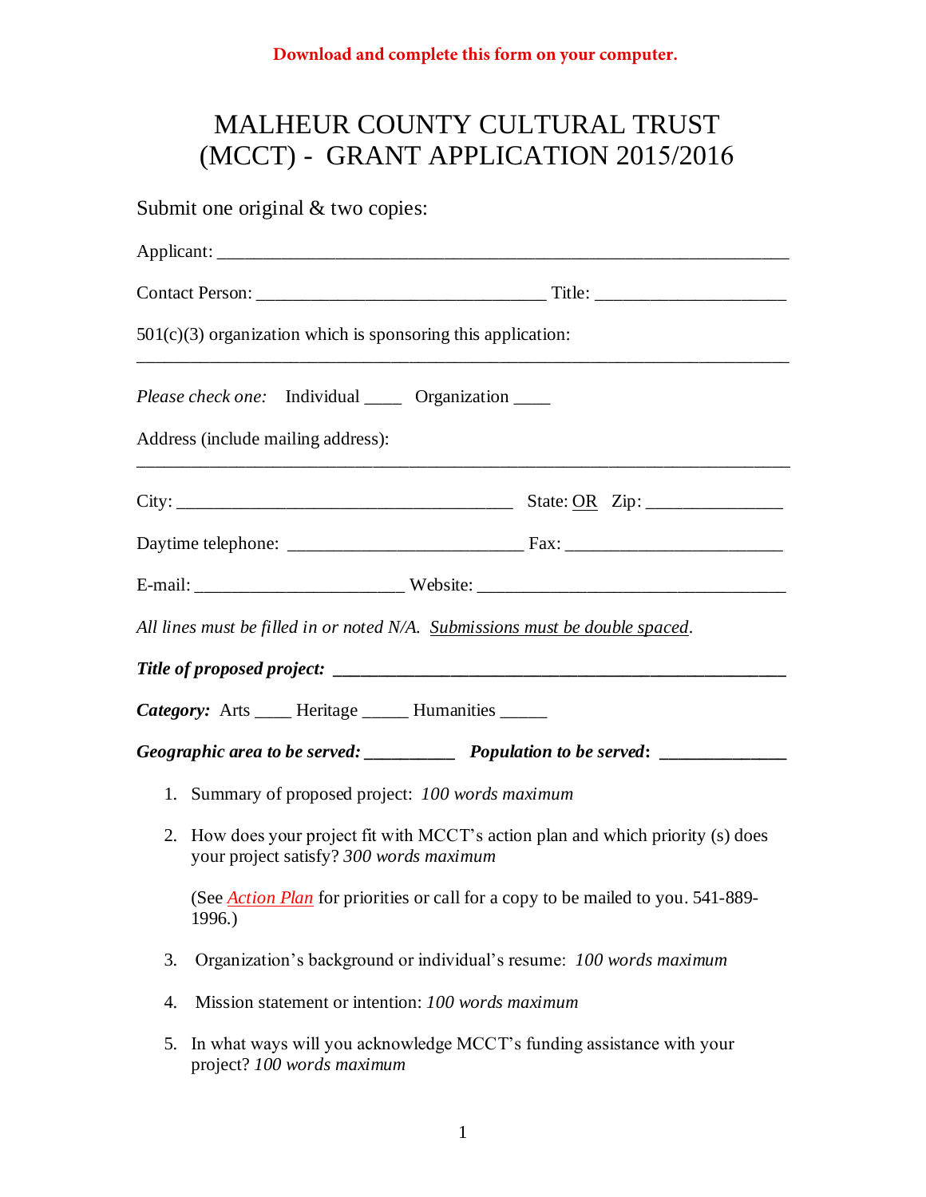**Download and complete this form on your computer.**

# MALHEUR COUNTY CULTURAL TRUST (MCCT) - GRANT APPLICATION 2015/2016

Submit one original & two copies:

Applicant: ______________________________________________________________

Contact Person: ________________________________ Title: _____________________

501(c)(3) organization which is sponsoring this application:
_________________________________________________________________________

*Please check one:* Individual ____ Organization ____

Address (include mailing address):
_________________________________________________________________________

City: _____________________________________ State: OR Zip: _______________

Daytime telephone: __________________________ Fax: ________________________

E-mail: ______________________ Website: __________________________________

*All lines must be filled in or noted N/A. Submissions must be double spaced.*

***Title of proposed project:*** ________________________________________________

***Category:*** Arts ____ Heritage _____ Humanities _____

***Geographic area to be served:*** __________ ***Population to be served*:** ______________

1. Summary of proposed project: *100 words maximum*

2. How does your project fit with MCCT's action plan and which priority (s) does your project satisfy? *300 words maximum*

   (See *Action Plan* for priorities or call for a copy to be mailed to you. 541-889-1996.)

3. Organization's background or individual's resume: *100 words maximum*

4. Mission statement or intention: *100 words maximum*

5. In what ways will you acknowledge MCCT's funding assistance with your project? *100 words maximum*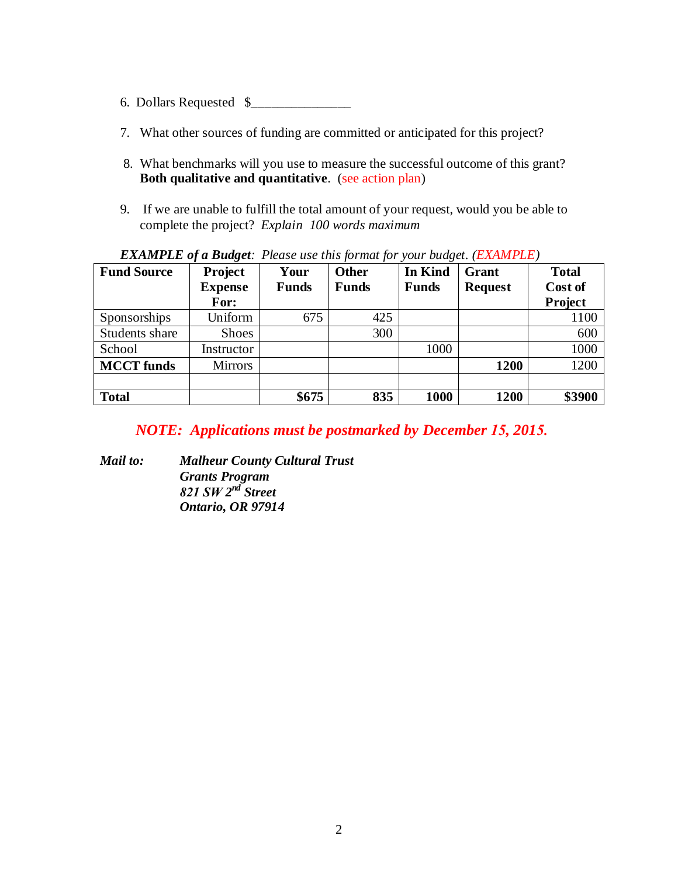6. Dollars Requested $_______________

7. What other sources of funding are committed or anticipated for this project?

8. What benchmarks will you use to measure the successful outcome of this grant? **Both qualitative and quantitative**. (see action plan)

9. If we are unable to fulfill the total amount of your request, would you be able to complete the project? *Explain 100 words maximum*

***EXAMPLE of a Budget**: Please use this format for your budget. (EXAMPLE)*

| **Fund Source** | **Project Expense For:** | **Your Funds** | **Other Funds** | **In Kind Funds** | **Grant Request** | **Total Cost of Project** |
|---|---|---|---|---|---|---|
| Sponsorships | Uniform | 675 | 425 | | | 1100 |
| Students share | Shoes | | 300 | | | 600 |
| School | Instructor | | | 1000 | | 1000 |
| **MCCT funds** | Mirrors | | | | **1200** | 1200 |
| | | | | | | |
| **Total** | | **$675** | **835** | **1000** | **1200** | **$3900** |

***NOTE: Applications must be postmarked by December 15, 2015.***

***Mail to:***

***Malheur County Cultural Trust***
***Grants Program***
***821 SW 2nd Street***
***Ontario, OR 97914***